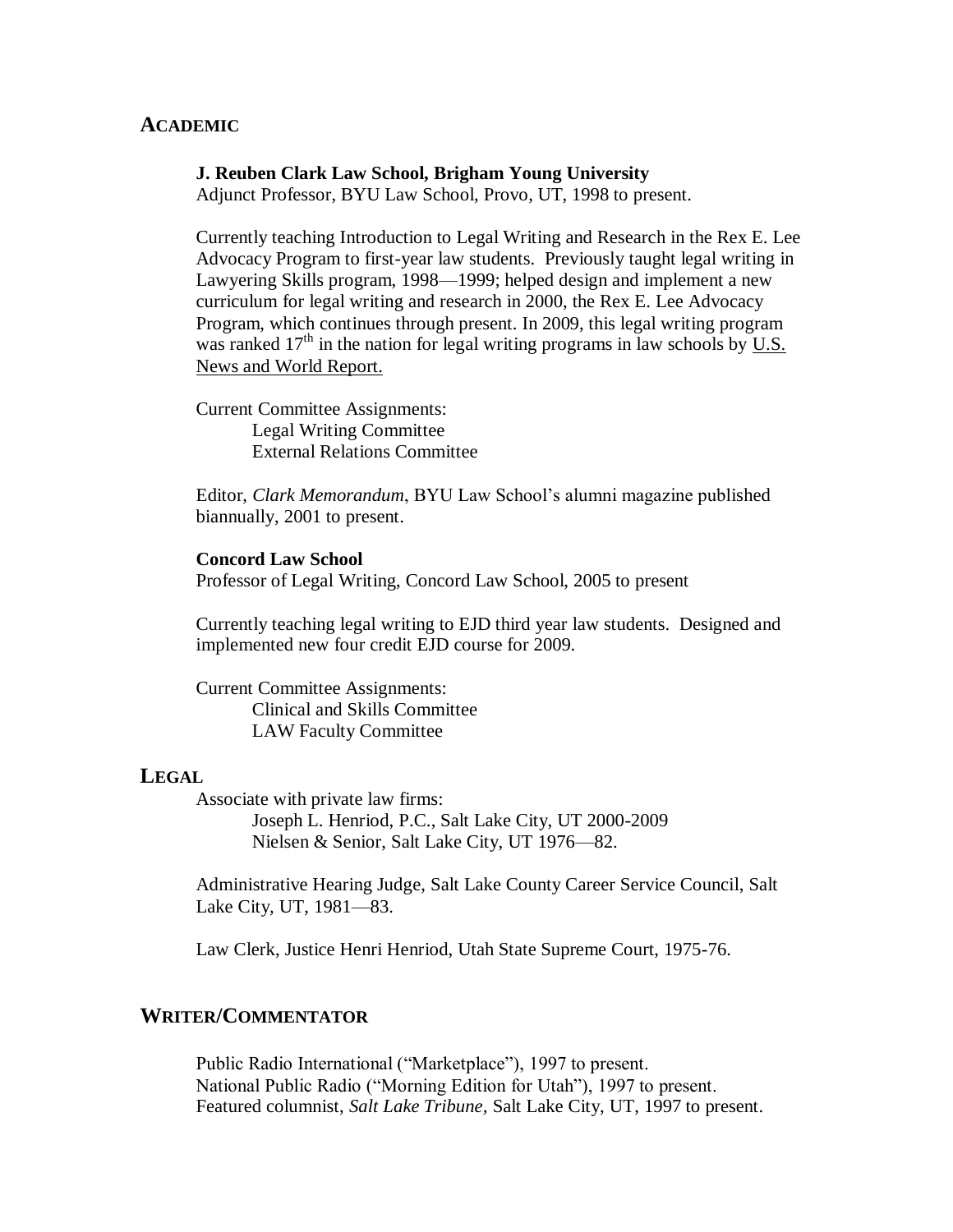## ACADEMIC

**J. Reuben Clark Law School, Brigham Young University**
Adjunct Professor, BYU Law School, Provo, UT, 1998 to present.

Currently teaching Introduction to Legal Writing and Research in the Rex E. Lee Advocacy Program to first-year law students. Previously taught legal writing in Lawyering Skills program, 1998—1999; helped design and implement a new curriculum for legal writing and research in 2000, the Rex E. Lee Advocacy Program, which continues through present. In 2009, this legal writing program was ranked 17th in the nation for legal writing programs in law schools by U.S. News and World Report.

Current Committee Assignments:
- Legal Writing Committee
- External Relations Committee

Editor, *Clark Memorandum*, BYU Law School's alumni magazine published biannually, 2001 to present.

**Concord Law School**
Professor of Legal Writing, Concord Law School, 2005 to present

Currently teaching legal writing to EJD third year law students. Designed and implemented new four credit EJD course for 2009.

Current Committee Assignments:
- Clinical and Skills Committee
- LAW Faculty Committee

## LEGAL

Associate with private law firms:
- Joseph L. Henriod, P.C., Salt Lake City, UT 2000-2009
- Nielsen & Senior, Salt Lake City, UT 1976—82.

Administrative Hearing Judge, Salt Lake County Career Service Council, Salt Lake City, UT, 1981—83.

Law Clerk, Justice Henri Henriod, Utah State Supreme Court, 1975-76.

## WRITER/COMMENTATOR

Public Radio International ("Marketplace"), 1997 to present.
National Public Radio ("Morning Edition for Utah"), 1997 to present.
Featured columnist, *Salt Lake Tribune*, Salt Lake City, UT, 1997 to present.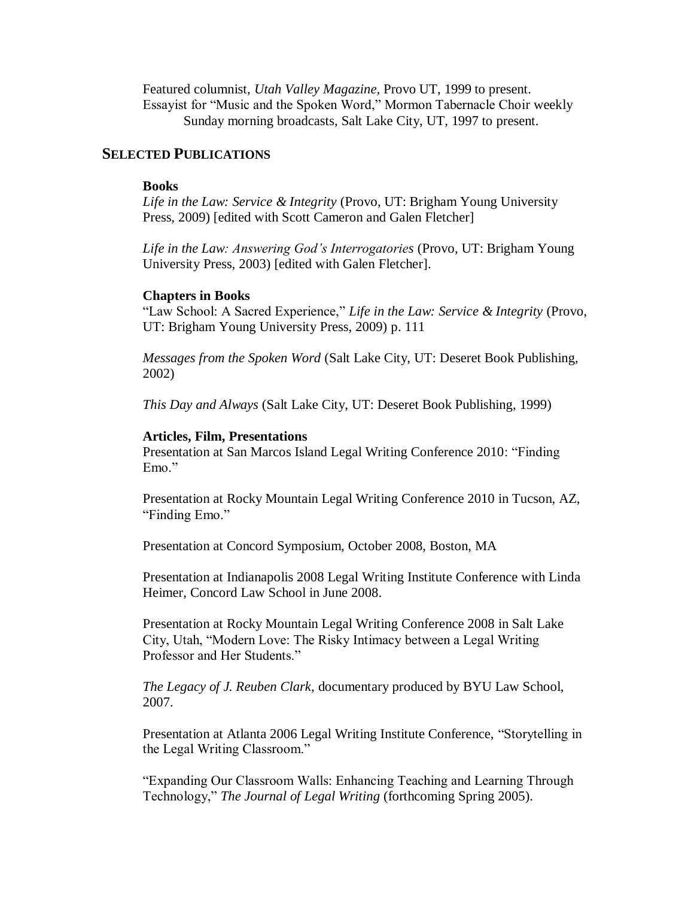Featured columnist, *Utah Valley Magazine*, Provo UT, 1999 to present.
Essayist for "Music and the Spoken Word," Mormon Tabernacle Choir weekly Sunday morning broadcasts, Salt Lake City, UT, 1997 to present.

## SELECTED PUBLICATIONS

### Books

*Life in the Law: Service & Integrity* (Provo, UT: Brigham Young University Press, 2009) [edited with Scott Cameron and Galen Fletcher]

*Life in the Law: Answering God's Interrogatories* (Provo, UT: Brigham Young University Press, 2003) [edited with Galen Fletcher].

### Chapters in Books

"Law School: A Sacred Experience," *Life in the Law: Service & Integrity* (Provo, UT: Brigham Young University Press, 2009) p. 111

*Messages from the Spoken Word* (Salt Lake City, UT: Deseret Book Publishing, 2002)

*This Day and Always* (Salt Lake City, UT: Deseret Book Publishing, 1999)

### Articles, Film, Presentations

Presentation at San Marcos Island Legal Writing Conference 2010: "Finding Emo."

Presentation at Rocky Mountain Legal Writing Conference 2010 in Tucson, AZ, "Finding Emo."

Presentation at Concord Symposium, October 2008, Boston, MA

Presentation at Indianapolis 2008 Legal Writing Institute Conference with Linda Heimer, Concord Law School in June 2008.

Presentation at Rocky Mountain Legal Writing Conference 2008 in Salt Lake City, Utah, "Modern Love: The Risky Intimacy between a Legal Writing Professor and Her Students."

*The Legacy of J. Reuben Clark,* documentary produced by BYU Law School, 2007.

Presentation at Atlanta 2006 Legal Writing Institute Conference, "Storytelling in the Legal Writing Classroom."

"Expanding Our Classroom Walls: Enhancing Teaching and Learning Through Technology," *The Journal of Legal Writing* (forthcoming Spring 2005).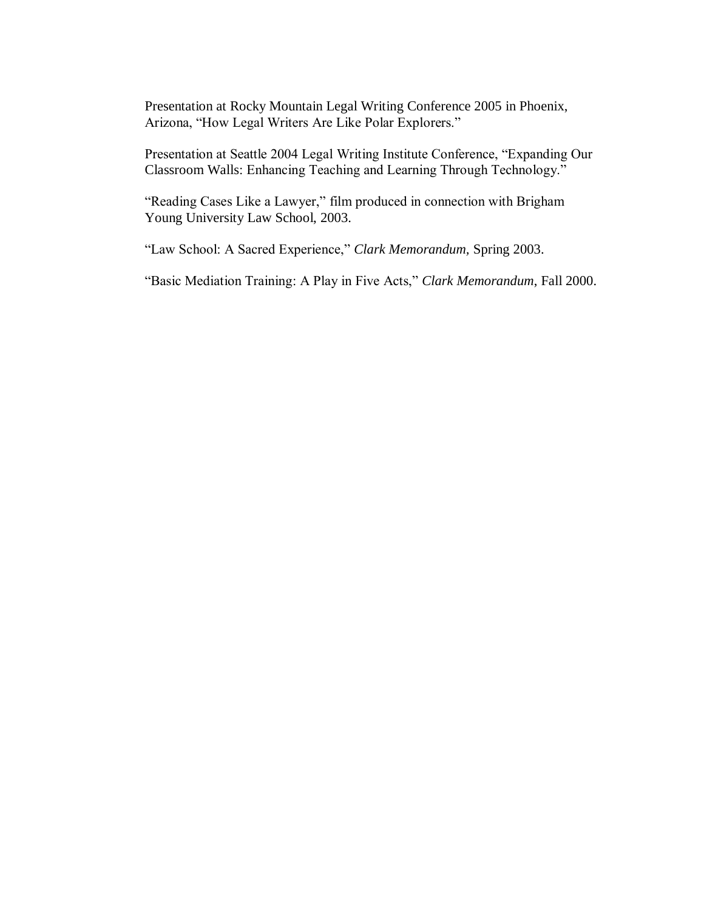Presentation at Rocky Mountain Legal Writing Conference 2005 in Phoenix, Arizona, "How Legal Writers Are Like Polar Explorers."

Presentation at Seattle 2004 Legal Writing Institute Conference, "Expanding Our Classroom Walls: Enhancing Teaching and Learning Through Technology."

"Reading Cases Like a Lawyer," film produced in connection with Brigham Young University Law School, 2003.

"Law School: A Sacred Experience," *Clark Memorandum,* Spring 2003.

"Basic Mediation Training: A Play in Five Acts," *Clark Memorandum*, Fall 2000.